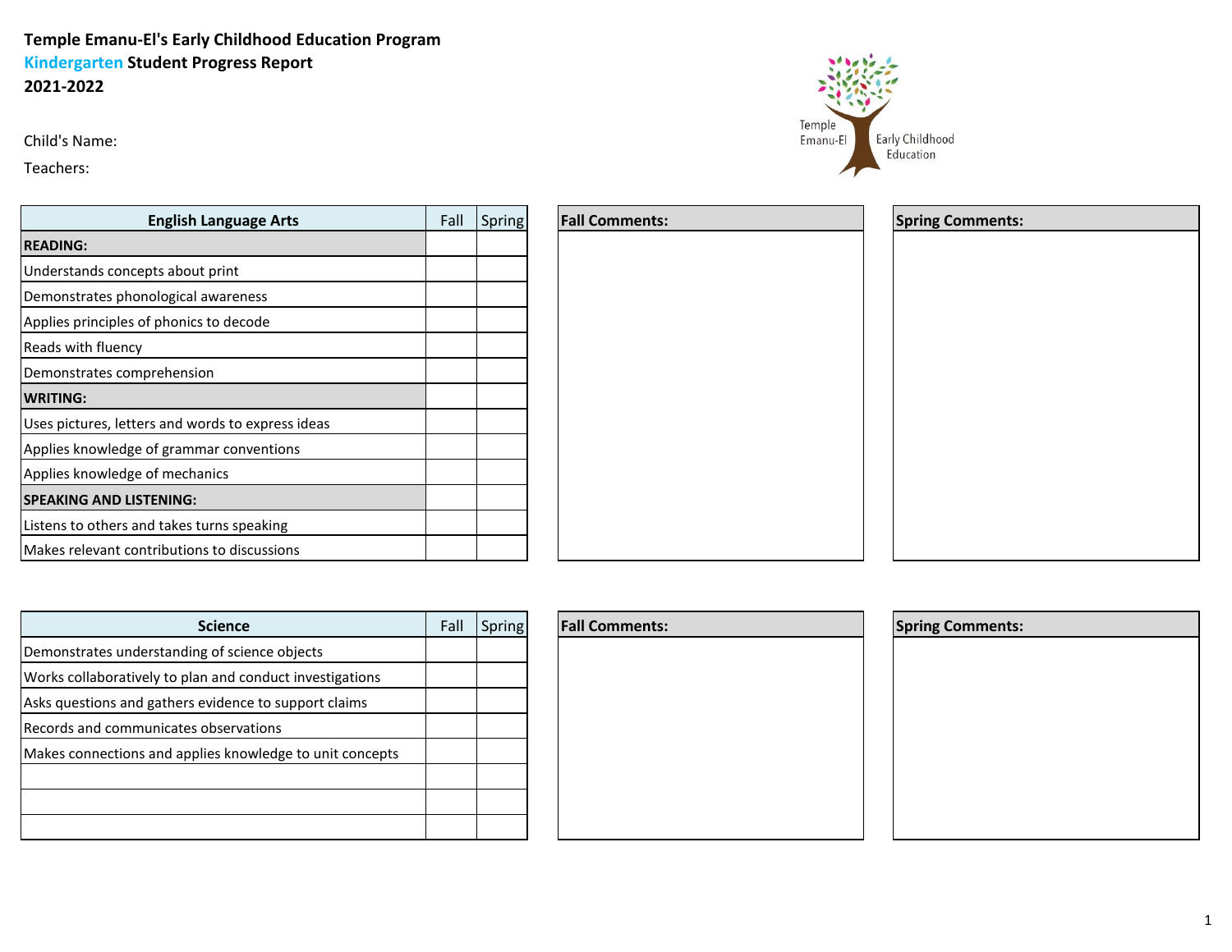**Temple Emanu-El's Early Childhood Education Program**
**Kindergarten Student Progress Report**
**2021-2022**

Child's Name:

Teachers:

| English Language Arts | Fall | Spring |
|---|---|---|
| **READING:** | | |
| Understands concepts about print | | |
| Demonstrates phonological awareness | | |
| Applies principles of phonics to decode | | |
| Reads with fluency | | |
| Demonstrates comprehension | | |
| **WRITING:** | | |
| Uses pictures, letters and words to express ideas | | |
| Applies knowledge of grammar conventions | | |
| Applies knowledge of mechanics | | |
| **SPEAKING AND LISTENING:** | | |
| Listens to others and takes turns speaking | | |
| Makes relevant contributions to discussions | | |

| Fall Comments: |
|---|
| |

| Spring Comments: |
|---|
| |

| Science | Fall | Spring |
|---|---|---|
| Demonstrates understanding of science objects | | |
| Works collaboratively to plan and conduct investigations | | |
| Asks questions and gathers evidence to support claims | | |
| Records and communicates observations | | |
| Makes connections and applies knowledge to unit concepts | | |
| | | |
| | | |
| | | |

| Fall Comments: |
|---|
| |

| Spring Comments: |
|---|
| |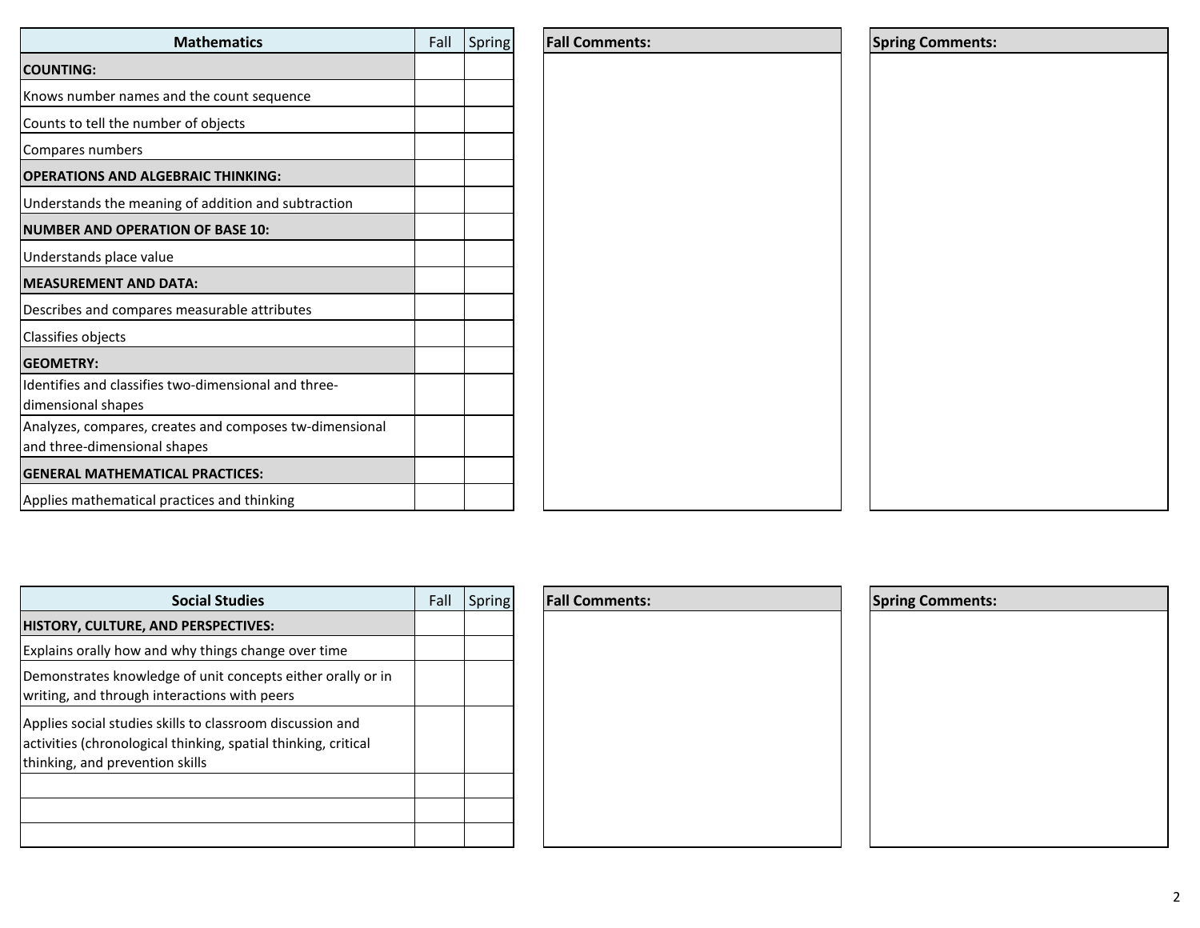| Mathematics | Fall | Spring |
|---|---|---|
| **COUNTING:** | | |
| Knows number names and the count sequence | | |
| Counts to tell the number of objects | | |
| Compares numbers | | |
| **OPERATIONS AND ALGEBRAIC THINKING:** | | |
| Understands the meaning of addition and subtraction | | |
| **NUMBER AND OPERATION OF BASE 10:** | | |
| Understands place value | | |
| **MEASUREMENT AND DATA:** | | |
| Describes and compares measurable attributes | | |
| Classifies objects | | |
| **GEOMETRY:** | | |
| Identifies and classifies two-dimensional and three-dimensional shapes | | |
| Analyzes, compares, creates and composes tw-dimensional and three-dimensional shapes | | |
| **GENERAL MATHEMATICAL PRACTICES:** | | |
| Applies mathematical practices and thinking | | |

| Fall Comments: |
|---|
| |

| Spring Comments: |
|---|
| |

| Social Studies | Fall | Spring |
|---|---|---|
| **HISTORY, CULTURE, AND PERSPECTIVES:** | | |
| Explains orally how and why things change over time | | |
| Demonstrates knowledge of unit concepts either orally or in writing, and through interactions with peers | | |
| Applies social studies skills to classroom discussion and activities (chronological thinking, spatial thinking, critical thinking, and prevention skills | | |
| | | |
| | | |
| | | |

| Fall Comments: |
|---|
| |

| Spring Comments: |
|---|
| |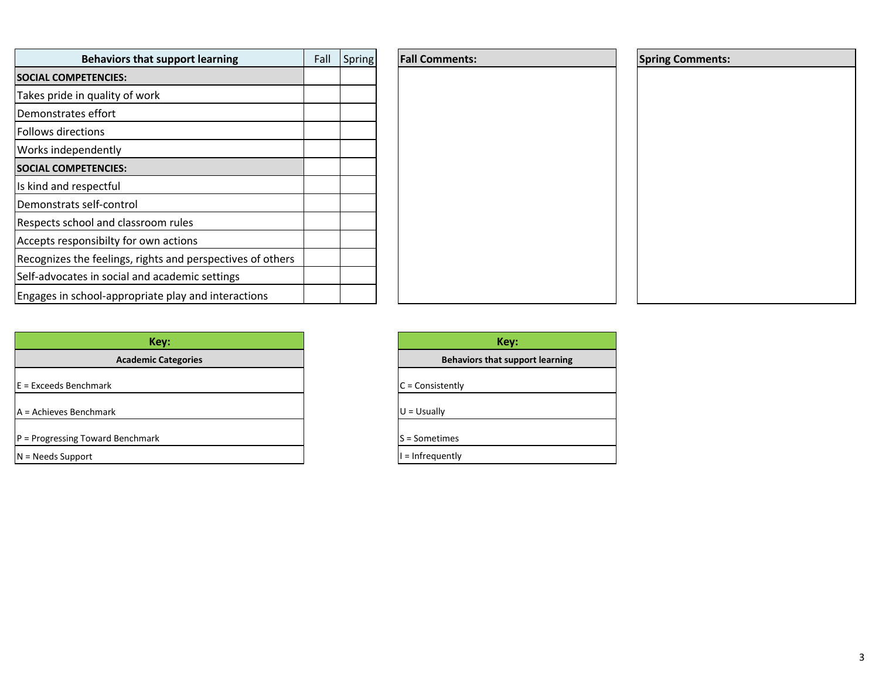| Behaviors that support learning | Fall | Spring |
|---|---|---|
| **SOCIAL COMPETENCIES:** | | |
| Takes pride in quality of work | | |
| Demonstrates effort | | |
| Follows directions | | |
| Works independently | | |
| **SOCIAL COMPETENCIES:** | | |
| Is kind and respectful | | |
| Demonstrats self-control | | |
| Respects school and classroom rules | | |
| Accepts responsibilty for own actions | | |
| Recognizes the feelings, rights and perspectives of others | | |
| Self-advocates in social and academic settings | | |
| Engages in school-appropriate play and interactions | | |

| Fall Comments: |
|---|
| |

| Spring Comments: |
|---|
| |

| Key: |
|---|
| **Academic Categories** |
| E = Exceeds Benchmark |
| A = Achieves Benchmark |
| P = Progressing Toward Benchmark |
| N = Needs Support |

| Key: |
|---|
| **Behaviors that support learning** |
| C = Consistently |
| U = Usually |
| S = Sometimes |
| I = Infrequently |